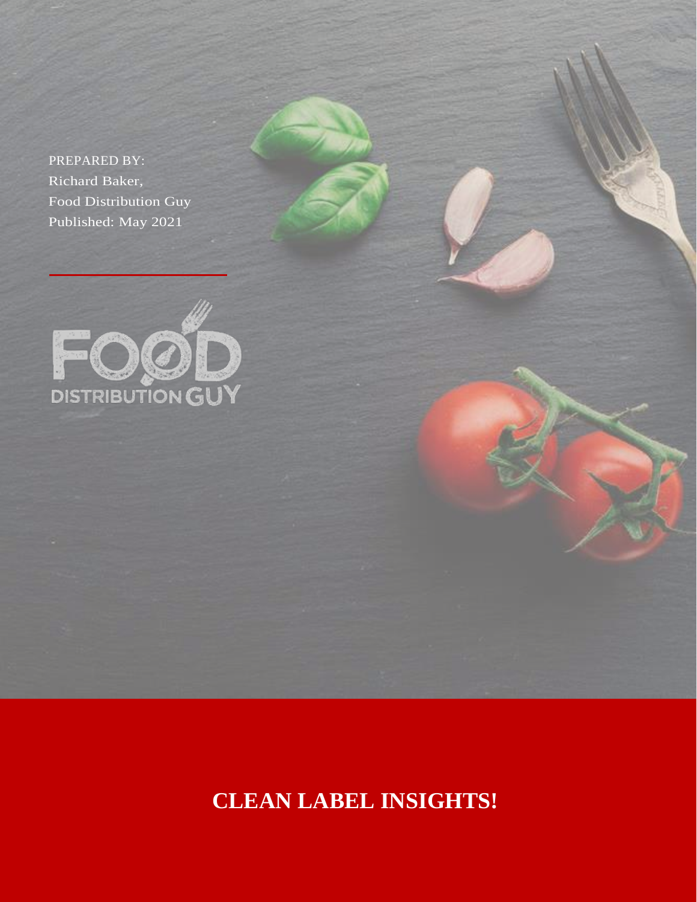PREPARED BY:
Richard Baker,
Food Distribution Guy
Published: May 2021

FOOD DISTRIBUTION GUY

# CLEAN LABEL INSIGHTS!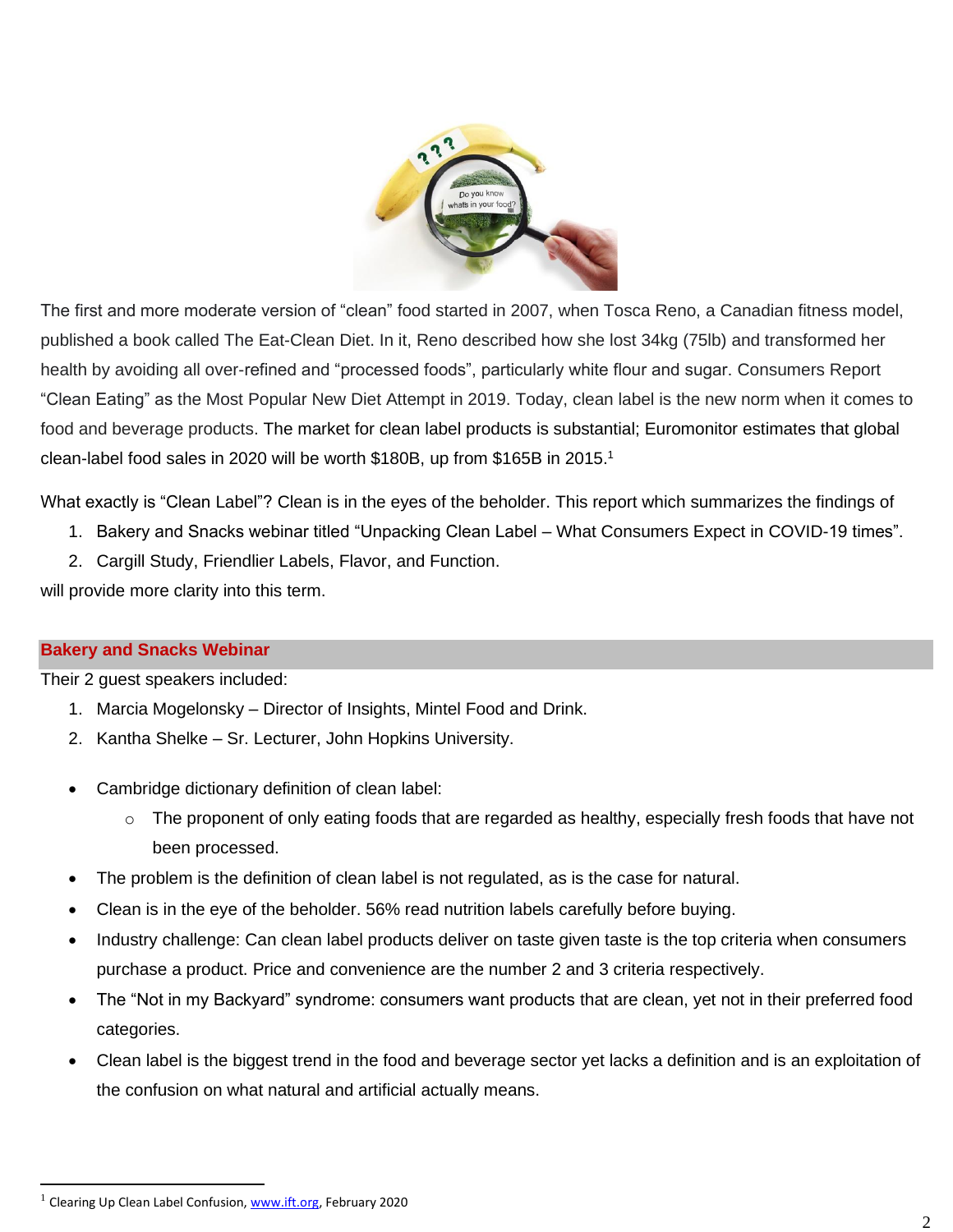The first and more moderate version of "clean" food started in 2007, when Tosca Reno, a Canadian fitness model, published a book called The Eat-Clean Diet. In it, Reno described how she lost 34kg (75lb) and transformed her health by avoiding all over-refined and "processed foods", particularly white flour and sugar. Consumers Report "Clean Eating" as the Most Popular New Diet Attempt in 2019. Today, clean label is the new norm when it comes to food and beverage products. The market for clean label products is substantial; Euromonitor estimates that global clean-label food sales in 2020 will be worth $180B, up from $165B in 2015.[1]

What exactly is "Clean Label"? Clean is in the eyes of the beholder. This report which summarizes the findings of

1. Bakery and Snacks webinar titled "Unpacking Clean Label – What Consumers Expect in COVID-19 times".
2. Cargill Study, Friendlier Labels, Flavor, and Function.

will provide more clarity into this term.

## Bakery and Snacks Webinar

Their 2 guest speakers included:

1. Marcia Mogelonsky – Director of Insights, Mintel Food and Drink.
2. Kantha Shelke – Sr. Lecturer, John Hopkins University.

- Cambridge dictionary definition of clean label:
  - The proponent of only eating foods that are regarded as healthy, especially fresh foods that have not been processed.
- The problem is the definition of clean label is not regulated, as is the case for natural.
- Clean is in the eye of the beholder. 56% read nutrition labels carefully before buying.
- Industry challenge: Can clean label products deliver on taste given taste is the top criteria when consumers purchase a product. Price and convenience are the number 2 and 3 criteria respectively.
- The "Not in my Backyard" syndrome: consumers want products that are clean, yet not in their preferred food categories.
- Clean label is the biggest trend in the food and beverage sector yet lacks a definition and is an exploitation of the confusion on what natural and artificial actually means.

---

[1] Clearing Up Clean Label Confusion, www.ift.org, February 2020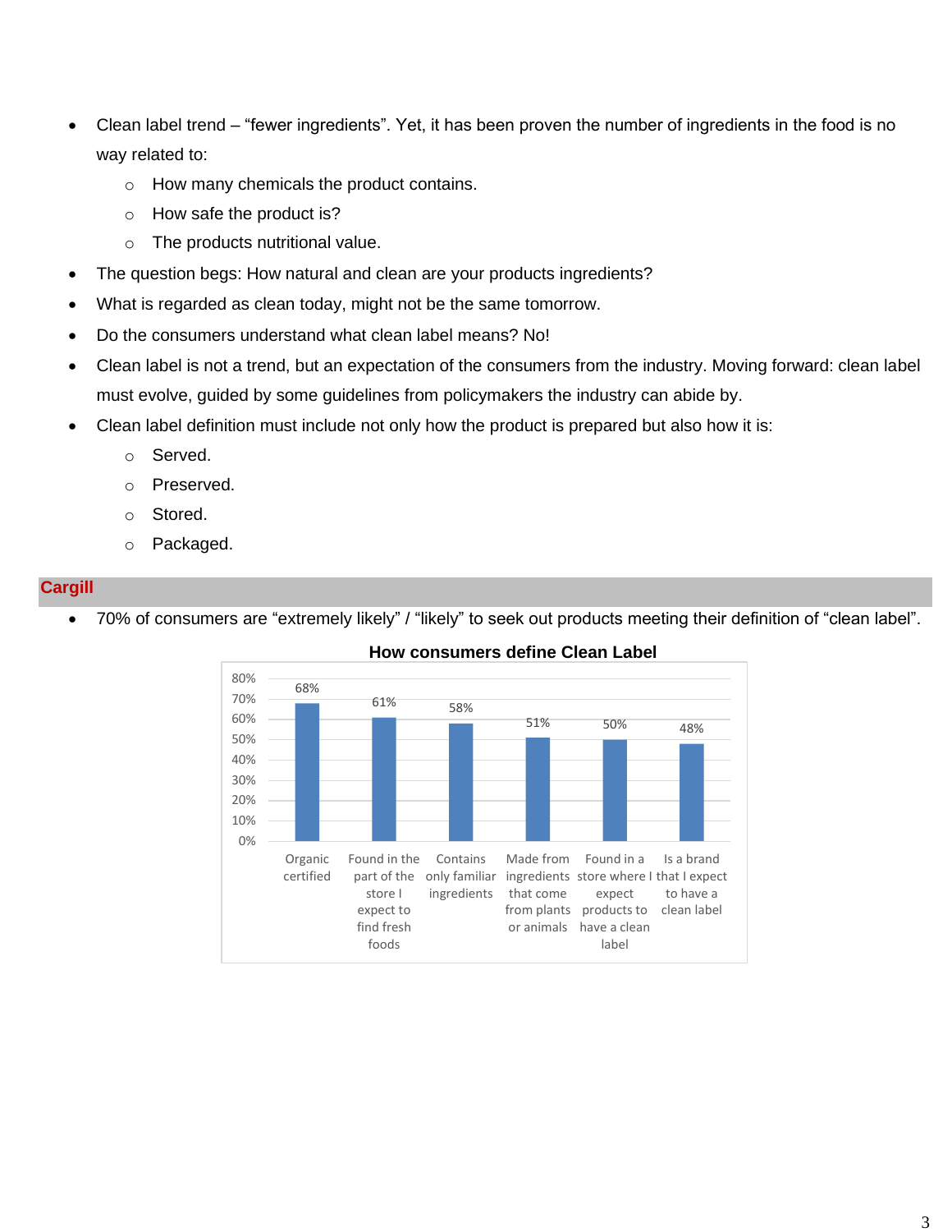- Clean label trend – “fewer ingredients”. Yet, it has been proven the number of ingredients in the food is no way related to:
    - How many chemicals the product contains.
    - How safe the product is?
    - The products nutritional value.
- The question begs: How natural and clean are your products ingredients?
- What is regarded as clean today, might not be the same tomorrow.
- Do the consumers understand what clean label means? No!
- Clean label is not a trend, but an expectation of the consumers from the industry. Moving forward: clean label must evolve, guided by some guidelines from policymakers the industry can abide by.
- Clean label definition must include not only how the product is prepared but also how it is:
    - Served.
    - Preserved.
    - Stored.
    - Packaged.

## Cargill

- 70% of consumers are “extremely likely” / “likely” to seek out products meeting their definition of “clean label”.

**How consumers define Clean Label**

| Definition | Percentage |
|---|---|
| Organic certified | 68% |
| Found in the part of the store I expect to find fresh foods | 61% |
| Contains only familiar ingredients | 58% |
| Made from ingredients that come from plants or animals | 51% |
| Found in a store where I expect products to have a clean label | 50% |
| Is a brand that I expect to have a clean label | 48% |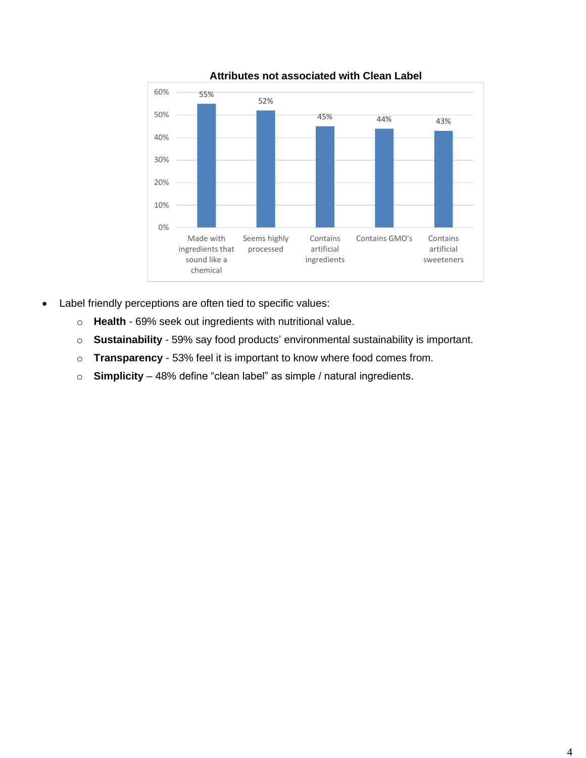**Attributes not associated with Clean Label**

| Attribute | Percentage |
| --- | --- |
| Made with ingredients that sound like a chemical | 55% |
| Seems highly processed | 52% |
| Contains artificial ingredients | 45% |
| Contains GMO's | 44% |
| Contains artificial sweeteners | 43% |

- Label friendly perceptions are often tied to specific values:
  - **Health** - 69% seek out ingredients with nutritional value.
  - **Sustainability** - 59% say food products' environmental sustainability is important.
  - **Transparency** - 53% feel it is important to know where food comes from.
  - **Simplicity** – 48% define "clean label" as simple / natural ingredients.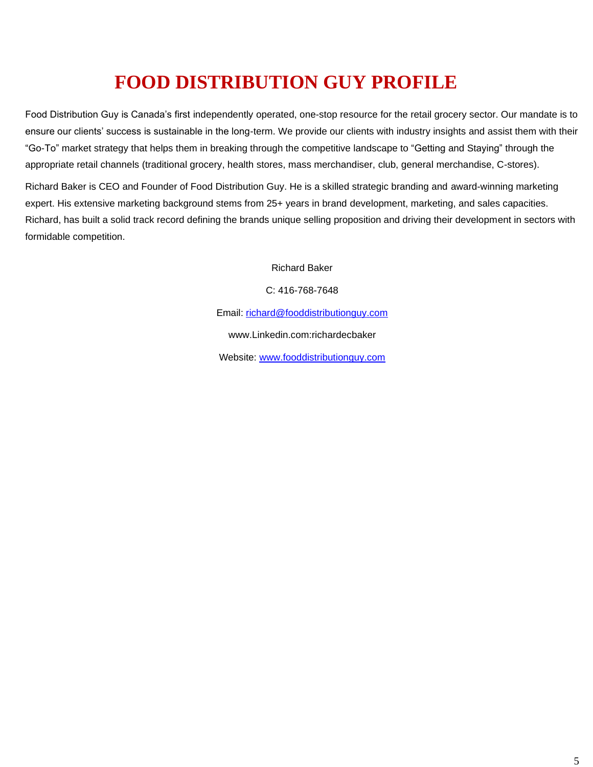# FOOD DISTRIBUTION GUY PROFILE

Food Distribution Guy is Canada's first independently operated, one-stop resource for the retail grocery sector. Our mandate is to ensure our clients' success is sustainable in the long-term. We provide our clients with industry insights and assist them with their "Go-To" market strategy that helps them in breaking through the competitive landscape to "Getting and Staying" through the appropriate retail channels (traditional grocery, health stores, mass merchandiser, club, general merchandise, C-stores).

Richard Baker is CEO and Founder of Food Distribution Guy. He is a skilled strategic branding and award-winning marketing expert. His extensive marketing background stems from 25+ years in brand development, marketing, and sales capacities. Richard, has built a solid track record defining the brands unique selling proposition and driving their development in sectors with formidable competition.

Richard Baker

C: 416-768-7648

Email: richard@fooddistributionguy.com

www.Linkedin.com:richardecbaker

Website: www.fooddistributionguy.com